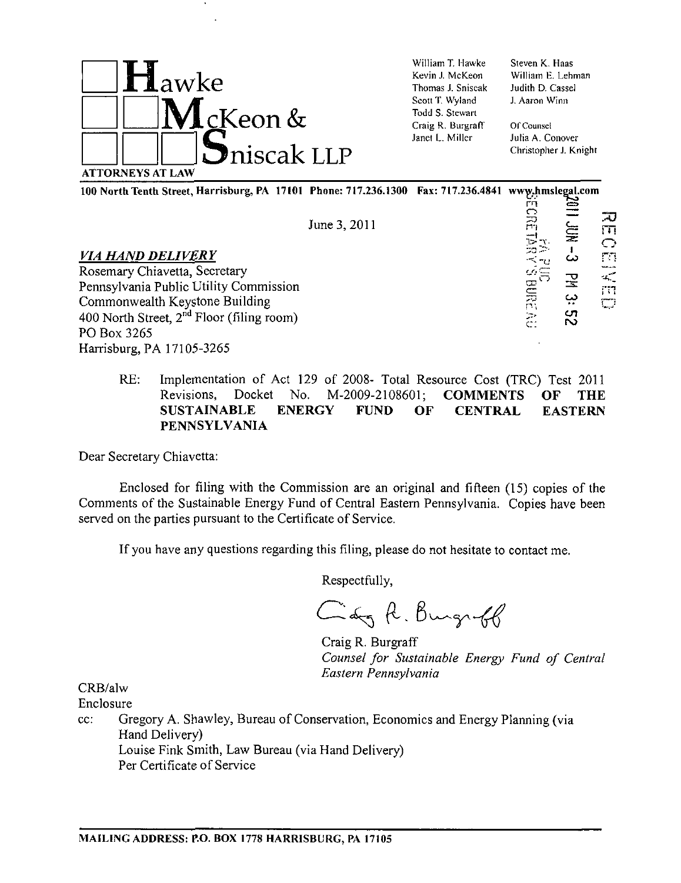# Hawke McKeon & Sniscak LLP

ATTORNEYS AT LAW

William T. Hawke
Kevin J. McKeon
Thomas J. Sniscak
Scott T. Wyland
Todd S. Stewart
Craig R. Burgraff
Janet L. Miller

Steven K. Haas
William E. Lehman
Judith D. Cassel
J. Aaron Winn

Of Counsel
Julia A. Conover
Christopher J. Knight

**100 North Tenth Street, Harrisburg, PA 17101 Phone: 717.236.1300 Fax: 717.236.4841 www.hmslegal.com**

RECEIVED
2011 JUN -3 PM 3:52
PA PUC
SECRETARY'S BUREAU

June 3, 2011

***VIA HAND DELIVERY***

Rosemary Chiavetta, Secretary
Pennsylvania Public Utility Commission
Commonwealth Keystone Building
400 North Street, 2nd Floor (filing room)
PO Box 3265
Harrisburg, PA 17105-3265

RE: Implementation of Act 129 of 2008- Total Resource Cost (TRC) Test 2011 Revisions, Docket No. M-2009-2108601; **COMMENTS OF THE SUSTAINABLE ENERGY FUND OF CENTRAL EASTERN PENNSYLVANIA**

Dear Secretary Chiavetta:

Enclosed for filing with the Commission are an original and fifteen (15) copies of the Comments of the Sustainable Energy Fund of Central Eastern Pennsylvania. Copies have been served on the parties pursuant to the Certificate of Service.

If you have any questions regarding this filing, please do not hesitate to contact me.

Respectfully,

Craig R. Burgraff
*Counsel for Sustainable Energy Fund of Central Eastern Pennsylvania*

CRB/alw
Enclosure
cc: Gregory A. Shawley, Bureau of Conservation, Economics and Energy Planning (via Hand Delivery)
Louise Fink Smith, Law Bureau (via Hand Delivery)
Per Certificate of Service

**MAILING ADDRESS: P.O. BOX 1778 HARRISBURG, PA 17105**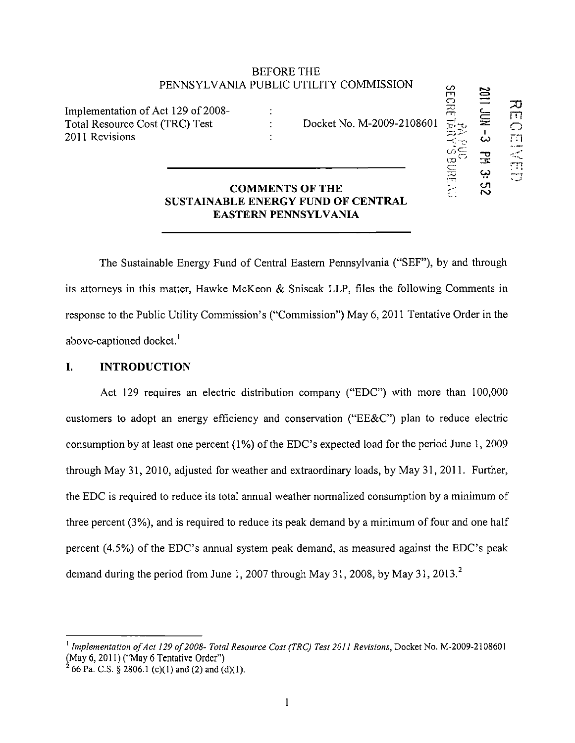BEFORE THE
PENNSYLVANIA PUBLIC UTILITY COMMISSION

Implementation of Act 129 of 2008- Total Resource Cost (TRC) Test 2011 Revisions : Docket No. M-2009-2108601

## COMMENTS OF THE SUSTAINABLE ENERGY FUND OF CENTRAL EASTERN PENNSYLVANIA

The Sustainable Energy Fund of Central Eastern Pennsylvania ("SEF"), by and through its attorneys in this matter, Hawke McKeon & Sniscak LLP, files the following Comments in response to the Public Utility Commission's ("Commission") May 6, 2011 Tentative Order in the above-captioned docket.[1]

## I. INTRODUCTION

Act 129 requires an electric distribution company ("EDC") with more than 100,000 customers to adopt an energy efficiency and conservation ("EE&C") plan to reduce electric consumption by at least one percent (1%) of the EDC's expected load for the period June 1, 2009 through May 31, 2010, adjusted for weather and extraordinary loads, by May 31, 2011. Further, the EDC is required to reduce its total annual weather normalized consumption by a minimum of three percent (3%), and is required to reduce its peak demand by a minimum of four and one half percent (4.5%) of the EDC's annual system peak demand, as measured against the EDC's peak demand during the period from June 1, 2007 through May 31, 2008, by May 31, 2013.[2]

---

[1] *Implementation of Act 129 of 2008- Total Resource Cost (TRC) Test 2011 Revisions*, Docket No. M-2009-2108601 (May 6, 2011) ("May 6 Tentative Order")

[2] 66 Pa. C.S. § 2806.1 (c)(1) and (2) and (d)(1).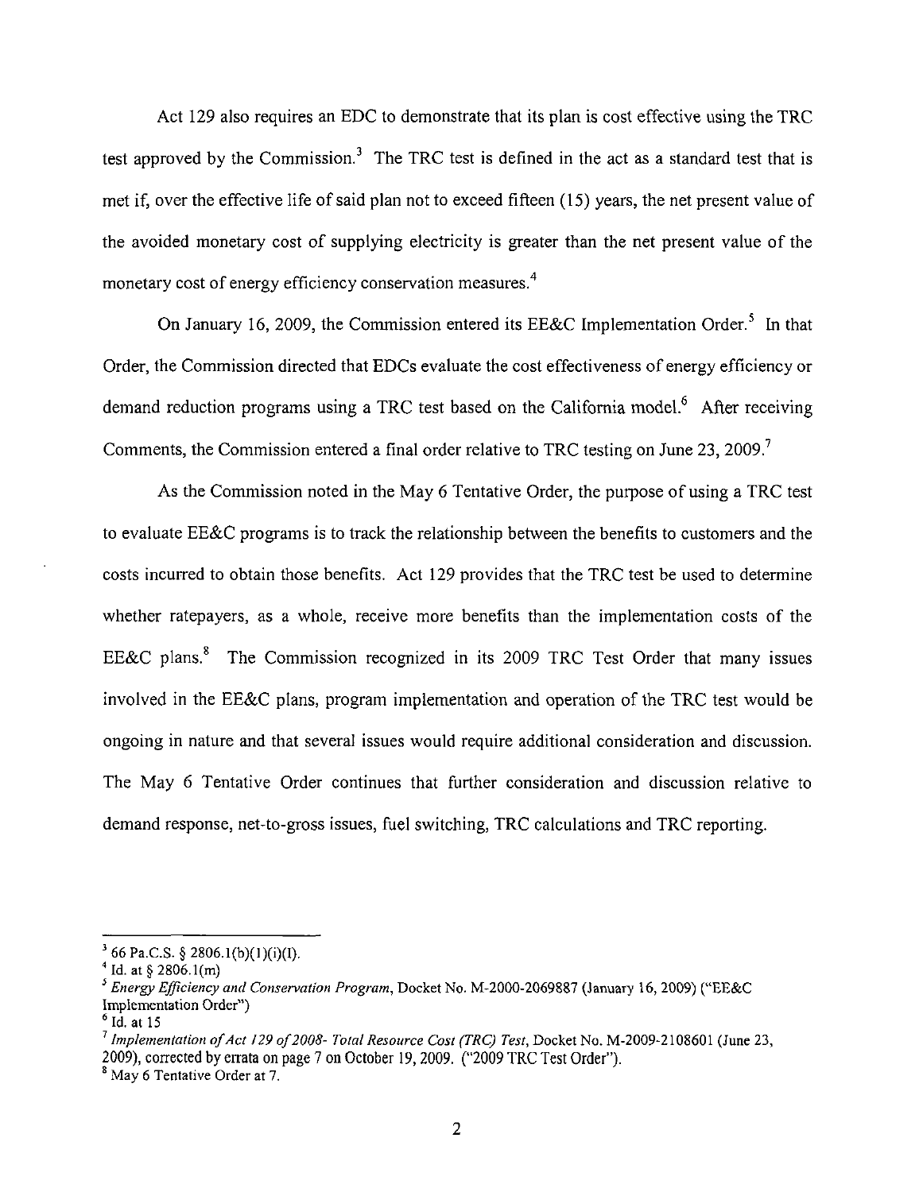Act 129 also requires an EDC to demonstrate that its plan is cost effective using the TRC test approved by the Commission.[3] The TRC test is defined in the act as a standard test that is met if, over the effective life of said plan not to exceed fifteen (15) years, the net present value of the avoided monetary cost of supplying electricity is greater than the net present value of the monetary cost of energy efficiency conservation measures.[4]

On January 16, 2009, the Commission entered its EE&C Implementation Order.[5] In that Order, the Commission directed that EDCs evaluate the cost effectiveness of energy efficiency or demand reduction programs using a TRC test based on the California model.[6] After receiving Comments, the Commission entered a final order relative to TRC testing on June 23, 2009.[7]

As the Commission noted in the May 6 Tentative Order, the purpose of using a TRC test to evaluate EE&C programs is to track the relationship between the benefits to customers and the costs incurred to obtain those benefits. Act 129 provides that the TRC test be used to determine whether ratepayers, as a whole, receive more benefits than the implementation costs of the EE&C plans.[8] The Commission recognized in its 2009 TRC Test Order that many issues involved in the EE&C plans, program implementation and operation of the TRC test would be ongoing in nature and that several issues would require additional consideration and discussion. The May 6 Tentative Order continues that further consideration and discussion relative to demand response, net-to-gross issues, fuel switching, TRC calculations and TRC reporting.

---

[3] 66 Pa.C.S. § 2806.1(b)(1)(i)(I).

[4] Id. at § 2806.1(m)

[5] *Energy Efficiency and Conservation Program*, Docket No. M-2000-2069887 (January 16, 2009) ("EE&C Implementation Order")

[6] Id. at 15

[7] *Implementation of Act 129 of 2008- Total Resource Cost (TRC) Test*, Docket No. M-2009-2108601 (June 23, 2009), corrected by errata on page 7 on October 19, 2009. ("2009 TRC Test Order").

[8] May 6 Tentative Order at 7.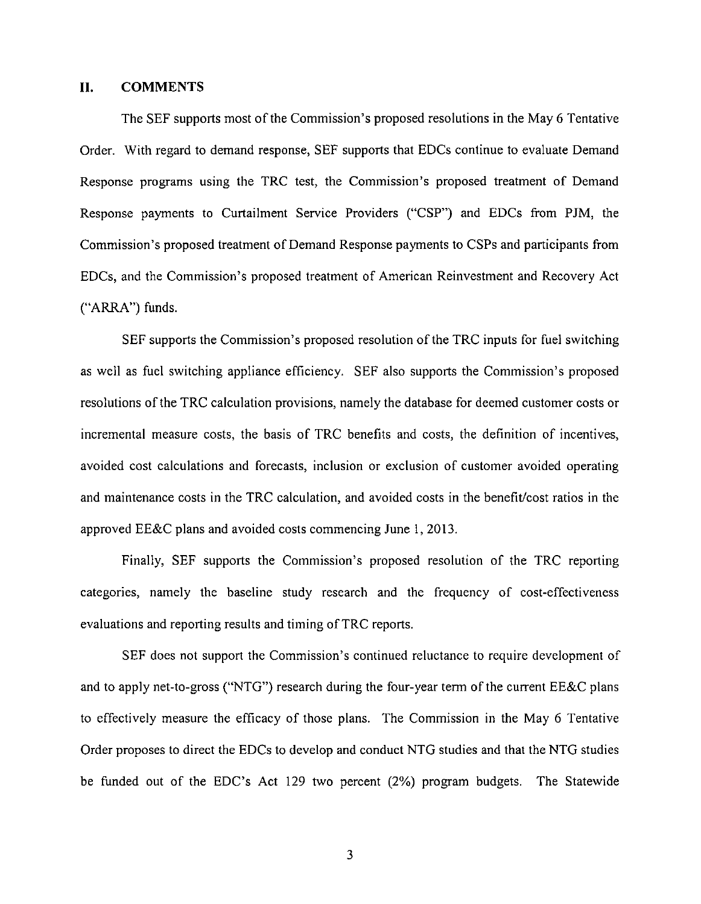## II. COMMENTS

The SEF supports most of the Commission's proposed resolutions in the May 6 Tentative Order. With regard to demand response, SEF supports that EDCs continue to evaluate Demand Response programs using the TRC test, the Commission's proposed treatment of Demand Response payments to Curtailment Service Providers ("CSP") and EDCs from PJM, the Commission's proposed treatment of Demand Response payments to CSPs and participants from EDCs, and the Commission's proposed treatment of American Reinvestment and Recovery Act ("ARRA") funds.

SEF supports the Commission's proposed resolution of the TRC inputs for fuel switching as well as fuel switching appliance efficiency. SEF also supports the Commission's proposed resolutions of the TRC calculation provisions, namely the database for deemed customer costs or incremental measure costs, the basis of TRC benefits and costs, the definition of incentives, avoided cost calculations and forecasts, inclusion or exclusion of customer avoided operating and maintenance costs in the TRC calculation, and avoided costs in the benefit/cost ratios in the approved EE&C plans and avoided costs commencing June 1, 2013.

Finally, SEF supports the Commission's proposed resolution of the TRC reporting categories, namely the baseline study research and the frequency of cost-effectiveness evaluations and reporting results and timing of TRC reports.

SEF does not support the Commission's continued reluctance to require development of and to apply net-to-gross ("NTG") research during the four-year term of the current EE&C plans to effectively measure the efficacy of those plans. The Commission in the May 6 Tentative Order proposes to direct the EDCs to develop and conduct NTG studies and that the NTG studies be funded out of the EDC's Act 129 two percent (2%) program budgets. The Statewide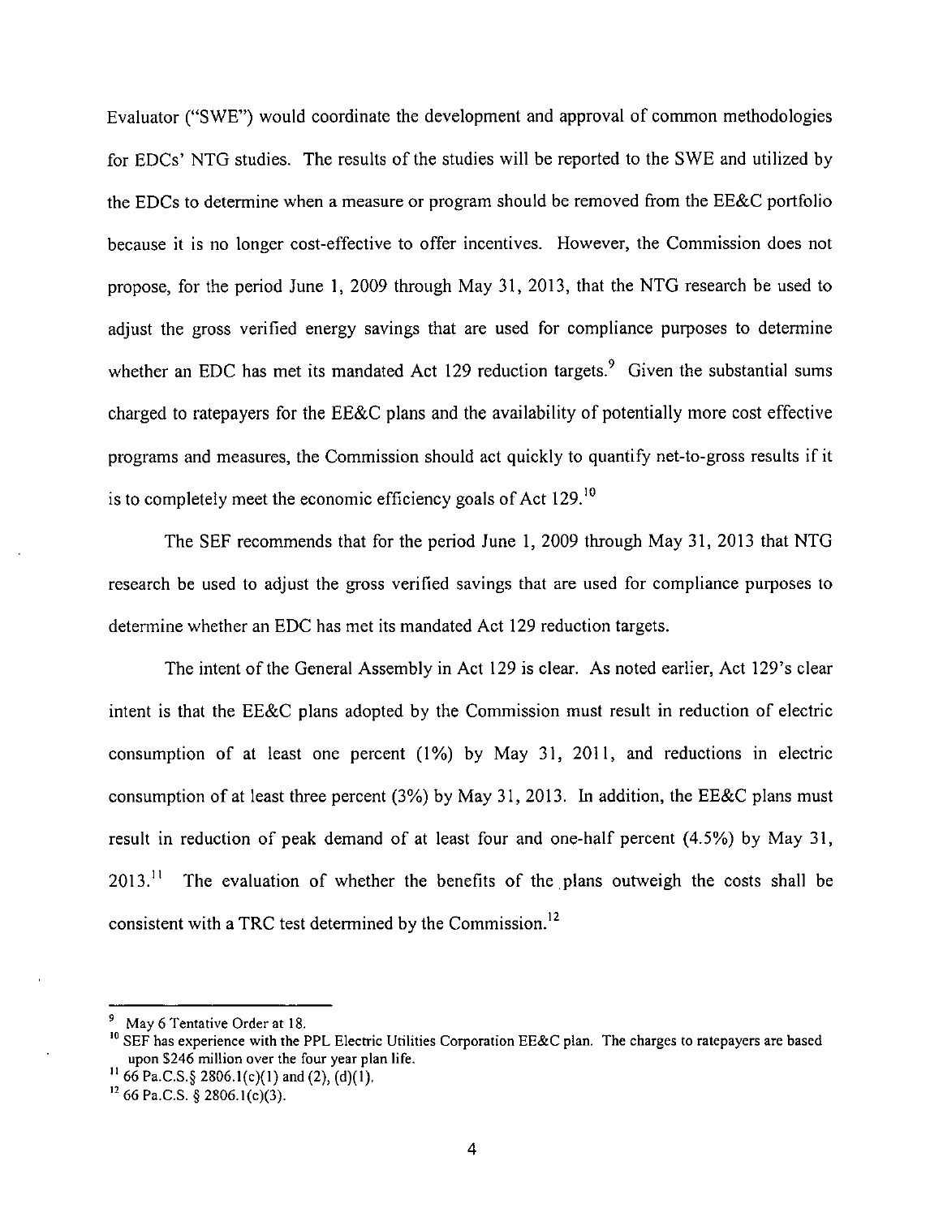Evaluator ("SWE") would coordinate the development and approval of common methodologies for EDCs' NTG studies. The results of the studies will be reported to the SWE and utilized by the EDCs to determine when a measure or program should be removed from the EE&C portfolio because it is no longer cost-effective to offer incentives. However, the Commission does not propose, for the period June 1, 2009 through May 31, 2013, that the NTG research be used to adjust the gross verified energy savings that are used for compliance purposes to determine whether an EDC has met its mandated Act 129 reduction targets.[9] Given the substantial sums charged to ratepayers for the EE&C plans and the availability of potentially more cost effective programs and measures, the Commission should act quickly to quantify net-to-gross results if it is to completely meet the economic efficiency goals of Act 129.[10]

The SEF recommends that for the period June 1, 2009 through May 31, 2013 that NTG research be used to adjust the gross verified savings that are used for compliance purposes to determine whether an EDC has met its mandated Act 129 reduction targets.

The intent of the General Assembly in Act 129 is clear. As noted earlier, Act 129's clear intent is that the EE&C plans adopted by the Commission must result in reduction of electric consumption of at least one percent (1%) by May 31, 2011, and reductions in electric consumption of at least three percent (3%) by May 31, 2013. In addition, the EE&C plans must result in reduction of peak demand of at least four and one-half percent (4.5%) by May 31, 2013.[11] The evaluation of whether the benefits of the plans outweigh the costs shall be consistent with a TRC test determined by the Commission.[12]

---

[9] May 6 Tentative Order at 18.

[10] SEF has experience with the PPL Electric Utilities Corporation EE&C plan. The charges to ratepayers are based upon $246 million over the four year plan life.

[11] 66 Pa.C.S.§ 2806.1(c)(1) and (2), (d)(1).

[12] 66 Pa.C.S. § 2806.1(c)(3).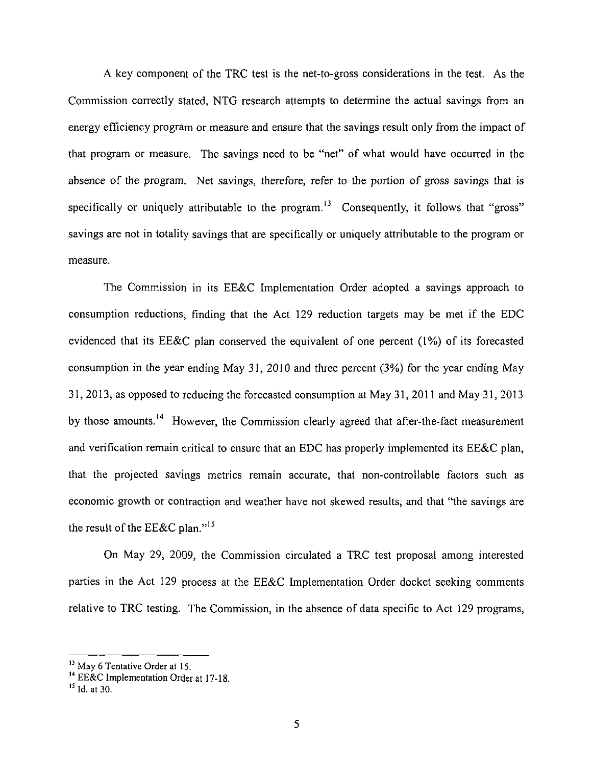A key component of the TRC test is the net-to-gross considerations in the test. As the Commission correctly stated, NTG research attempts to determine the actual savings from an energy efficiency program or measure and ensure that the savings result only from the impact of that program or measure. The savings need to be "net" of what would have occurred in the absence of the program. Net savings, therefore, refer to the portion of gross savings that is specifically or uniquely attributable to the program.[13] Consequently, it follows that "gross" savings are not in totality savings that are specifically or uniquely attributable to the program or measure.

The Commission in its EE&C Implementation Order adopted a savings approach to consumption reductions, finding that the Act 129 reduction targets may be met if the EDC evidenced that its EE&C plan conserved the equivalent of one percent (1%) of its forecasted consumption in the year ending May 31, 2010 and three percent (3%) for the year ending May 31, 2013, as opposed to reducing the forecasted consumption at May 31, 2011 and May 31, 2013 by those amounts.[14] However, the Commission clearly agreed that after-the-fact measurement and verification remain critical to ensure that an EDC has properly implemented its EE&C plan, that the projected savings metrics remain accurate, that non-controllable factors such as economic growth or contraction and weather have not skewed results, and that "the savings are the result of the EE&C plan."[15]

On May 29, 2009, the Commission circulated a TRC test proposal among interested parties in the Act 129 process at the EE&C Implementation Order docket seeking comments relative to TRC testing. The Commission, in the absence of data specific to Act 129 programs,

---

[13] May 6 Tentative Order at 15.

[14] EE&C Implementation Order at 17-18.

[15] Id. at 30.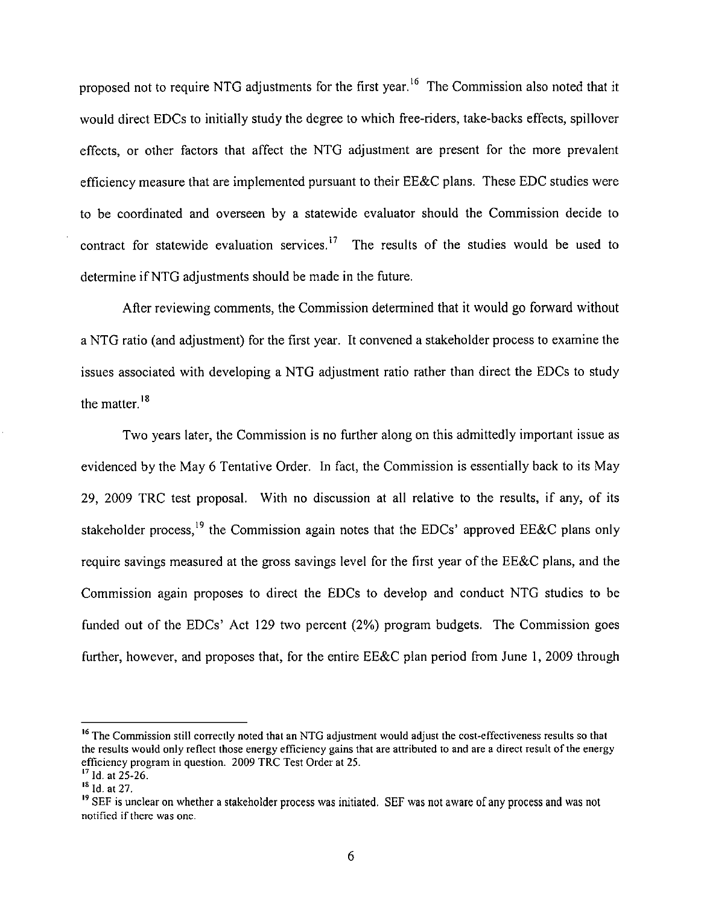proposed not to require NTG adjustments for the first year.[16] The Commission also noted that it would direct EDCs to initially study the degree to which free-riders, take-backs effects, spillover effects, or other factors that affect the NTG adjustment are present for the more prevalent efficiency measure that are implemented pursuant to their EE&C plans. These EDC studies were to be coordinated and overseen by a statewide evaluator should the Commission decide to contract for statewide evaluation services.[17] The results of the studies would be used to determine if NTG adjustments should be made in the future.

After reviewing comments, the Commission determined that it would go forward without a NTG ratio (and adjustment) for the first year. It convened a stakeholder process to examine the issues associated with developing a NTG adjustment ratio rather than direct the EDCs to study the matter.[18]

Two years later, the Commission is no further along on this admittedly important issue as evidenced by the May 6 Tentative Order. In fact, the Commission is essentially back to its May 29, 2009 TRC test proposal. With no discussion at all relative to the results, if any, of its stakeholder process,[19] the Commission again notes that the EDCs' approved EE&C plans only require savings measured at the gross savings level for the first year of the EE&C plans, and the Commission again proposes to direct the EDCs to develop and conduct NTG studies to be funded out of the EDCs' Act 129 two percent (2%) program budgets. The Commission goes further, however, and proposes that, for the entire EE&C plan period from June 1, 2009 through

---

[16] The Commission still correctly noted that an NTG adjustment would adjust the cost-effectiveness results so that the results would only reflect those energy efficiency gains that are attributed to and are a direct result of the energy efficiency program in question. 2009 TRC Test Order at 25.

[17] Id. at 25-26.

[18] Id. at 27.

[19] SEF is unclear on whether a stakeholder process was initiated. SEF was not aware of any process and was not notified if there was one.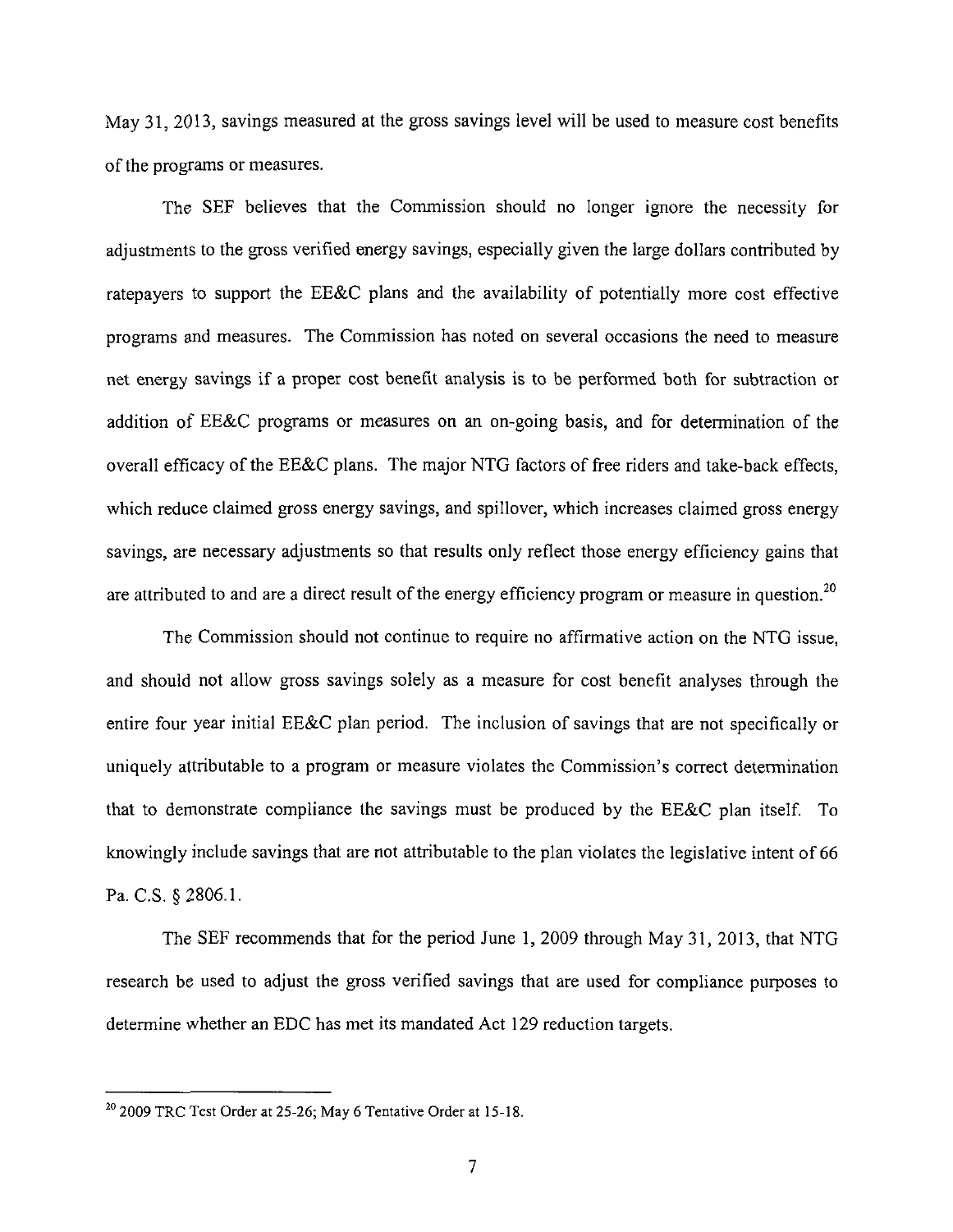May 31, 2013, savings measured at the gross savings level will be used to measure cost benefits of the programs or measures.

The SEF believes that the Commission should no longer ignore the necessity for adjustments to the gross verified energy savings, especially given the large dollars contributed by ratepayers to support the EE&C plans and the availability of potentially more cost effective programs and measures. The Commission has noted on several occasions the need to measure net energy savings if a proper cost benefit analysis is to be performed both for subtraction or addition of EE&C programs or measures on an on-going basis, and for determination of the overall efficacy of the EE&C plans. The major NTG factors of free riders and take-back effects, which reduce claimed gross energy savings, and spillover, which increases claimed gross energy savings, are necessary adjustments so that results only reflect those energy efficiency gains that are attributed to and are a direct result of the energy efficiency program or measure in question.[20]

The Commission should not continue to require no affirmative action on the NTG issue, and should not allow gross savings solely as a measure for cost benefit analyses through the entire four year initial EE&C plan period. The inclusion of savings that are not specifically or uniquely attributable to a program or measure violates the Commission's correct determination that to demonstrate compliance the savings must be produced by the EE&C plan itself. To knowingly include savings that are not attributable to the plan violates the legislative intent of 66 Pa. C.S. § 2806.1.

The SEF recommends that for the period June 1, 2009 through May 31, 2013, that NTG research be used to adjust the gross verified savings that are used for compliance purposes to determine whether an EDC has met its mandated Act 129 reduction targets.

---

[20] 2009 TRC Test Order at 25-26; May 6 Tentative Order at 15-18.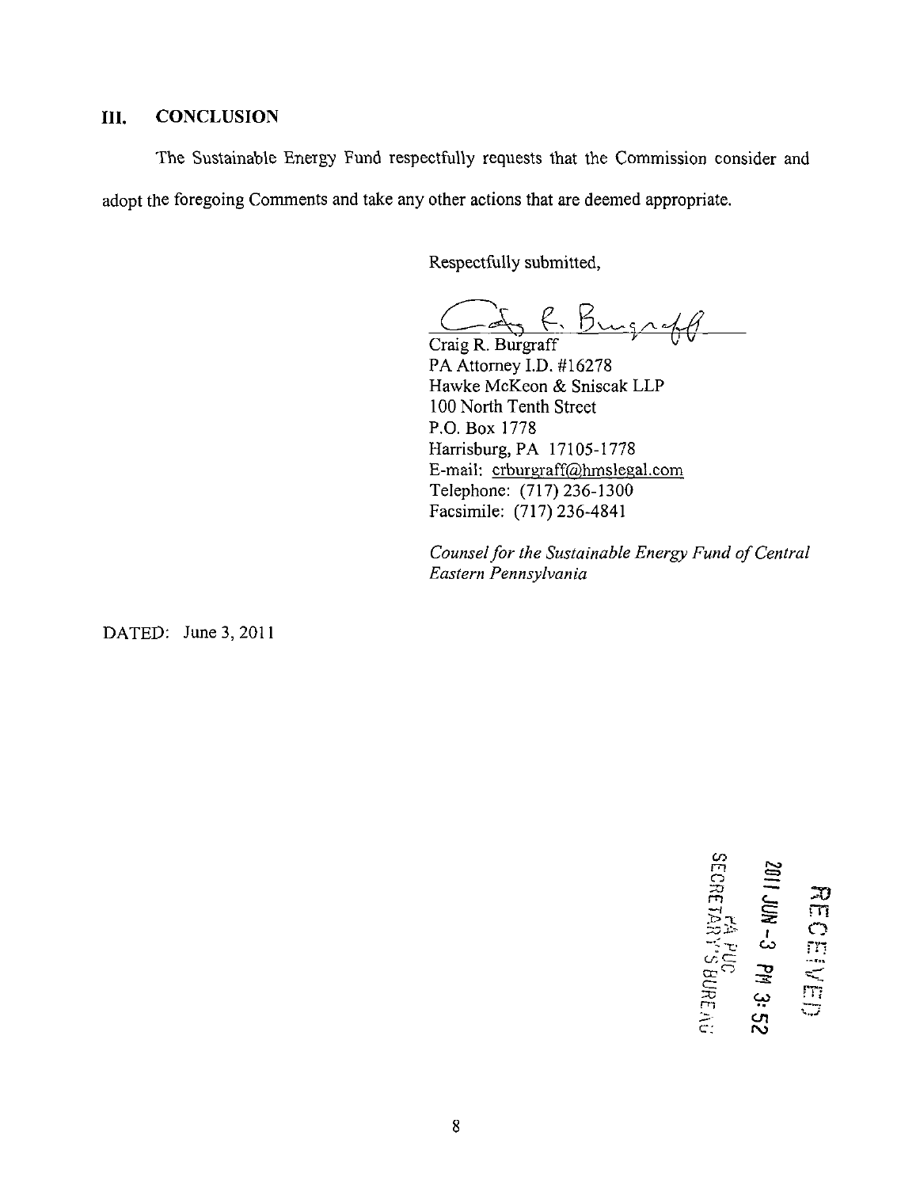## III. CONCLUSION

The Sustainable Energy Fund respectfully requests that the Commission consider and adopt the foregoing Comments and take any other actions that are deemed appropriate.

Respectfully submitted,

Craig R. Burgraff
PA Attorney I.D. #16278
Hawke McKeon & Sniscak LLP
100 North Tenth Street
P.O. Box 1778
Harrisburg, PA 17105-1778
E-mail: crburgraff@hmslegal.com
Telephone: (717) 236-1300
Facsimile: (717) 236-4841

*Counsel for the Sustainable Energy Fund of Central Eastern Pennsylvania*

DATED: June 3, 2011

RECEIVED
2011 JUN -3 PM 3:52
PA PUC
SECRETARY'S BUREAU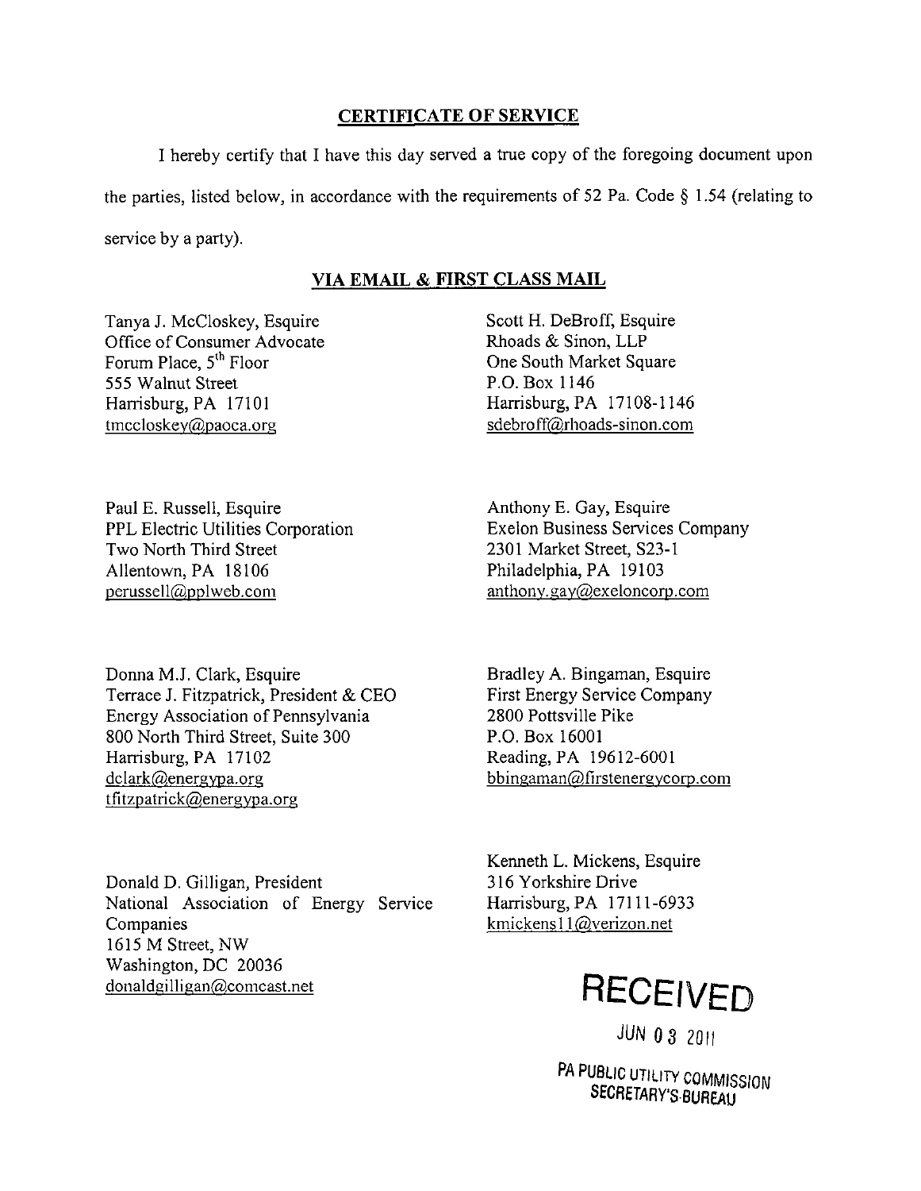## CERTIFICATE OF SERVICE

I hereby certify that I have this day served a true copy of the foregoing document upon the parties, listed below, in accordance with the requirements of 52 Pa. Code § 1.54 (relating to service by a party).

### VIA EMAIL & FIRST CLASS MAIL

Tanya J. McCloskey, Esquire
Office of Consumer Advocate
Forum Place, 5th Floor
555 Walnut Street
Harrisburg, PA 17101
tmccloskey@paoca.org

Scott H. DeBroff, Esquire
Rhoads & Sinon, LLP
One South Market Square
P.O. Box 1146
Harrisburg, PA 17108-1146
sdebroff@rhoads-sinon.com

Paul E. Russell, Esquire
PPL Electric Utilities Corporation
Two North Third Street
Allentown, PA 18106
perussell@pplweb.com

Anthony E. Gay, Esquire
Exelon Business Services Company
2301 Market Street, S23-1
Philadelphia, PA 19103
anthony.gay@exeloncorp.com

Donna M.J. Clark, Esquire
Terrace J. Fitzpatrick, President & CEO
Energy Association of Pennsylvania
800 North Third Street, Suite 300
Harrisburg, PA 17102
dclark@energypa.org
tfitzpatrick@energypa.org

Bradley A. Bingaman, Esquire
First Energy Service Company
2800 Pottsville Pike
P.O. Box 16001
Reading, PA 19612-6001
bbingaman@firstenergycorp.com

Donald D. Gilligan, President
National Association of Energy Service Companies
1615 M Street, NW
Washington, DC 20036
donaldgilligan@comcast.net

Kenneth L. Mickens, Esquire
316 Yorkshire Drive
Harrisburg, PA 17111-6933
kmickens11@verizon.net

RECEIVED
JUN 03 2011
PA PUBLIC UTILITY COMMISSION
SECRETARY'S BUREAU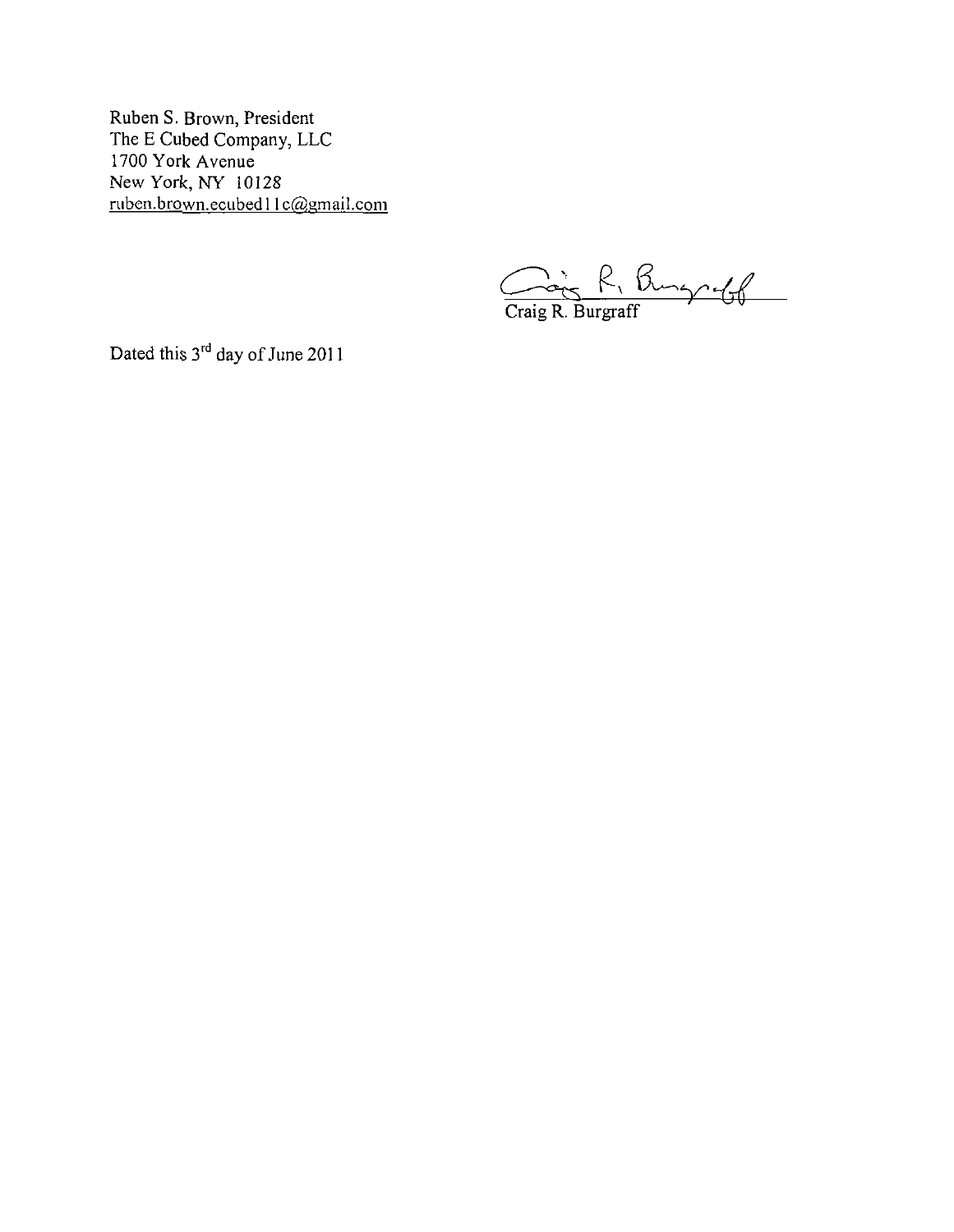Ruben S. Brown, President
The E Cubed Company, LLC
1700 York Avenue
New York, NY 10128
ruben.brown.ecubedllc@gmail.com

Craig R. Burgraff

Dated this 3rd day of June 2011